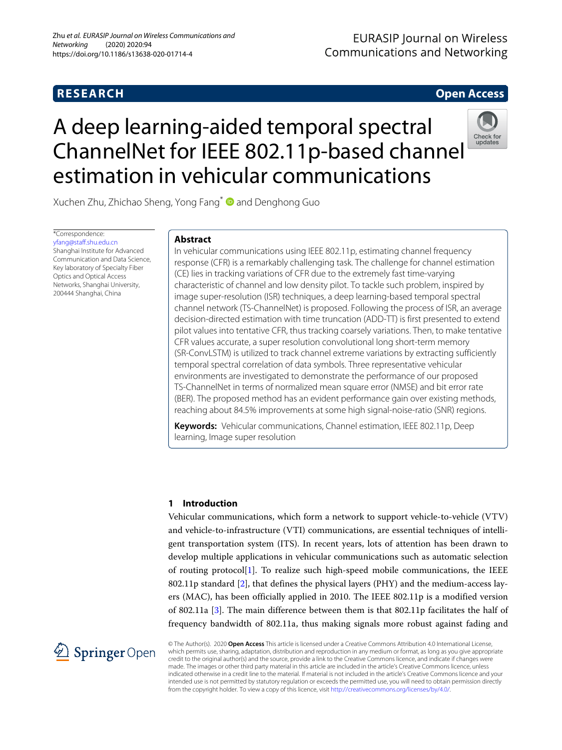**RESEARCH** **Open Access**

# A deep learning-aided temporal spectral ChannelNet for IEEE 802.11p-based channel estimation in vehicular communications

Xuchen Zhu, Zhichao Sheng, Yong Fang* and Denghong Guo

*Correspondence: yfang@staff.shu.edu.cn
Shanghai Institute for Advanced Communication and Data Science, Key laboratory of Specialty Fiber Optics and Optical Access Networks, Shanghai University, 200444 Shanghai, China

## Abstract

In vehicular communications using IEEE 802.11p, estimating channel frequency response (CFR) is a remarkably challenging task. The challenge for channel estimation (CE) lies in tracking variations of CFR due to the extremely fast time-varying characteristic of channel and low density pilot. To tackle such problem, inspired by image super-resolution (ISR) techniques, a deep learning-based temporal spectral channel network (TS-ChannelNet) is proposed. Following the process of ISR, an average decision-directed estimation with time truncation (ADD-TT) is first presented to extend pilot values into tentative CFR, thus tracking coarsely variations. Then, to make tentative CFR values accurate, a super resolution convolutional long short-term memory (SR-ConvLSTM) is utilized to track channel extreme variations by extracting sufficiently temporal spectral correlation of data symbols. Three representative vehicular environments are investigated to demonstrate the performance of our proposed TS-ChannelNet in terms of normalized mean square error (NMSE) and bit error rate (BER). The proposed method has an evident performance gain over existing methods, reaching about 84.5% improvements at some high signal-noise-ratio (SNR) regions.

**Keywords:** Vehicular communications, Channel estimation, IEEE 802.11p, Deep learning, Image super resolution

## 1 Introduction

Vehicular communications, which form a network to support vehicle-to-vehicle (VTV) and vehicle-to-infrastructure (VTI) communications, are essential techniques of intelligent transportation system (ITS). In recent years, lots of attention has been drawn to develop multiple applications in vehicular communications such as automatic selection of routing protocol[1]. To realize such high-speed mobile communications, the IEEE 802.11p standard [2], that defines the physical layers (PHY) and the medium-access layers (MAC), has been officially applied in 2010. The IEEE 802.11p is a modified version of 802.11a [3]. The main difference between them is that 802.11p facilitates the half of frequency bandwidth of 802.11a, thus making signals more robust against fading and

© The Author(s). 2020 **Open Access** This article is licensed under a Creative Commons Attribution 4.0 International License, which permits use, sharing, adaptation, distribution and reproduction in any medium or format, as long as you give appropriate credit to the original author(s) and the source, provide a link to the Creative Commons licence, and indicate if changes were made. The images or other third party material in this article are included in the article's Creative Commons licence, unless indicated otherwise in a credit line to the material. If material is not included in the article's Creative Commons licence and your intended use is not permitted by statutory regulation or exceeds the permitted use, you will need to obtain permission directly from the copyright holder. To view a copy of this licence, visit http://creativecommons.org/licenses/by/4.0/.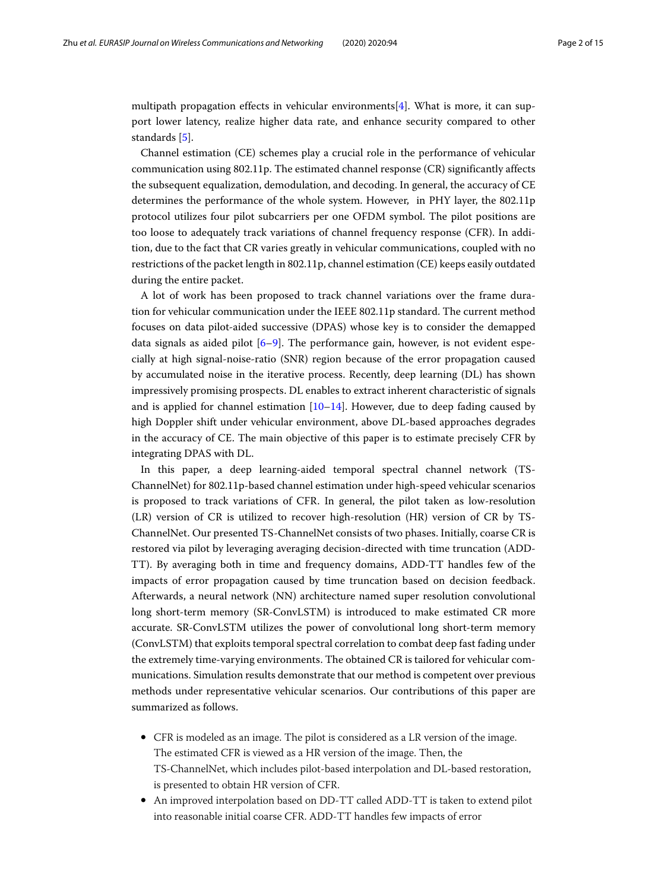multipath propagation effects in vehicular environments[4]. What is more, it can support lower latency, realize higher data rate, and enhance security compared to other standards [5].

Channel estimation (CE) schemes play a crucial role in the performance of vehicular communication using 802.11p. The estimated channel response (CR) significantly affects the subsequent equalization, demodulation, and decoding. In general, the accuracy of CE determines the performance of the whole system. However, in PHY layer, the 802.11p protocol utilizes four pilot subcarriers per one OFDM symbol. The pilot positions are too loose to adequately track variations of channel frequency response (CFR). In addition, due to the fact that CR varies greatly in vehicular communications, coupled with no restrictions of the packet length in 802.11p, channel estimation (CE) keeps easily outdated during the entire packet.

A lot of work has been proposed to track channel variations over the frame duration for vehicular communication under the IEEE 802.11p standard. The current method focuses on data pilot-aided successive (DPAS) whose key is to consider the demapped data signals as aided pilot [6–9]. The performance gain, however, is not evident especially at high signal-noise-ratio (SNR) region because of the error propagation caused by accumulated noise in the iterative process. Recently, deep learning (DL) has shown impressively promising prospects. DL enables to extract inherent characteristic of signals and is applied for channel estimation [10–14]. However, due to deep fading caused by high Doppler shift under vehicular environment, above DL-based approaches degrades in the accuracy of CE. The main objective of this paper is to estimate precisely CFR by integrating DPAS with DL.

In this paper, a deep learning-aided temporal spectral channel network (TS-ChannelNet) for 802.11p-based channel estimation under high-speed vehicular scenarios is proposed to track variations of CFR. In general, the pilot taken as low-resolution (LR) version of CR is utilized to recover high-resolution (HR) version of CR by TS-ChannelNet. Our presented TS-ChannelNet consists of two phases. Initially, coarse CR is restored via pilot by leveraging averaging decision-directed with time truncation (ADD-TT). By averaging both in time and frequency domains, ADD-TT handles few of the impacts of error propagation caused by time truncation based on decision feedback. Afterwards, a neural network (NN) architecture named super resolution convolutional long short-term memory (SR-ConvLSTM) is introduced to make estimated CR more accurate. SR-ConvLSTM utilizes the power of convolutional long short-term memory (ConvLSTM) that exploits temporal spectral correlation to combat deep fast fading under the extremely time-varying environments. The obtained CR is tailored for vehicular communications. Simulation results demonstrate that our method is competent over previous methods under representative vehicular scenarios. Our contributions of this paper are summarized as follows.

- CFR is modeled as an image. The pilot is considered as a LR version of the image. The estimated CFR is viewed as a HR version of the image. Then, the TS-ChannelNet, which includes pilot-based interpolation and DL-based restoration, is presented to obtain HR version of CFR.
- An improved interpolation based on DD-TT called ADD-TT is taken to extend pilot into reasonable initial coarse CFR. ADD-TT handles few impacts of error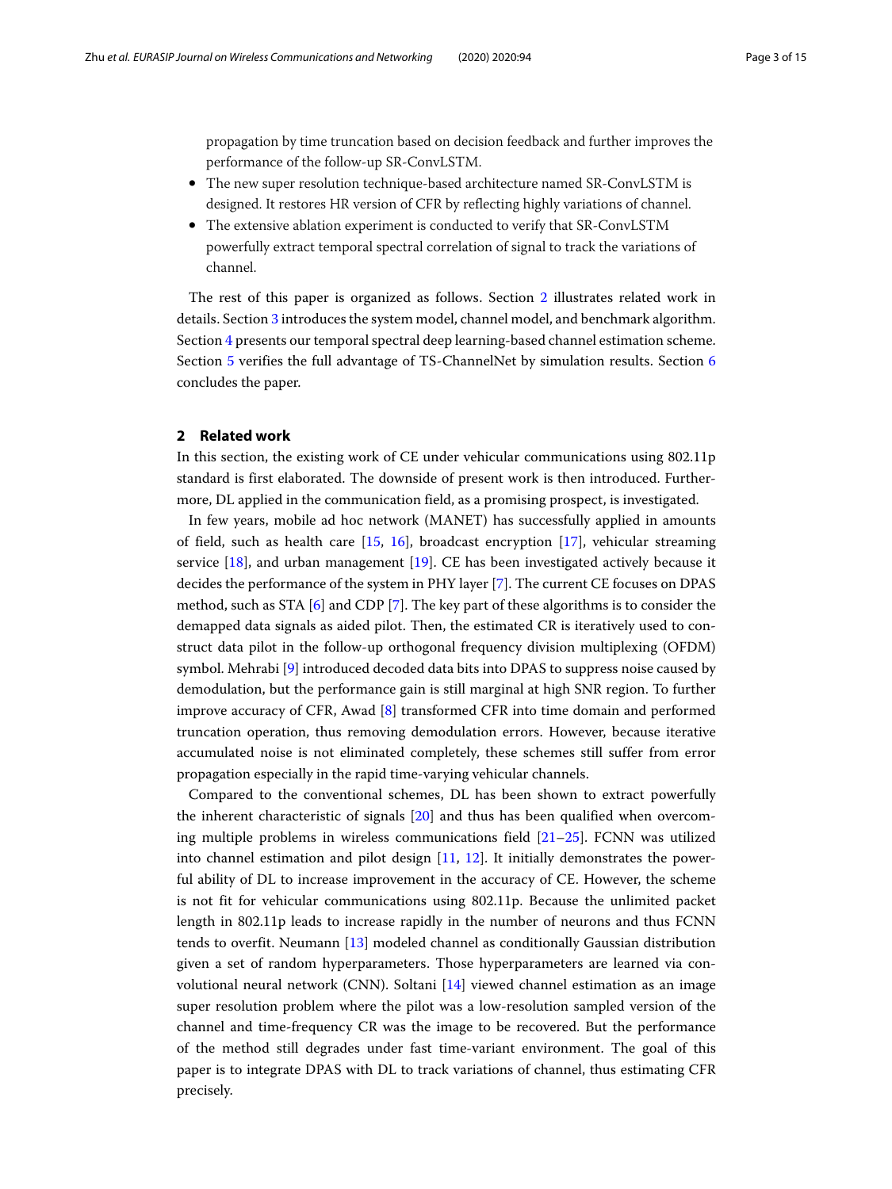propagation by time truncation based on decision feedback and further improves the performance of the follow-up SR-ConvLSTM.

- The new super resolution technique-based architecture named SR-ConvLSTM is designed. It restores HR version of CFR by reflecting highly variations of channel.
- The extensive ablation experiment is conducted to verify that SR-ConvLSTM powerfully extract temporal spectral correlation of signal to track the variations of channel.

The rest of this paper is organized as follows. Section 2 illustrates related work in details. Section 3 introduces the system model, channel model, and benchmark algorithm. Section 4 presents our temporal spectral deep learning-based channel estimation scheme. Section 5 verifies the full advantage of TS-ChannelNet by simulation results. Section 6 concludes the paper.

## 2 Related work

In this section, the existing work of CE under vehicular communications using 802.11p standard is first elaborated. The downside of present work is then introduced. Furthermore, DL applied in the communication field, as a promising prospect, is investigated.

In few years, mobile ad hoc network (MANET) has successfully applied in amounts of field, such as health care [15, 16], broadcast encryption [17], vehicular streaming service [18], and urban management [19]. CE has been investigated actively because it decides the performance of the system in PHY layer [7]. The current CE focuses on DPAS method, such as STA [6] and CDP [7]. The key part of these algorithms is to consider the demapped data signals as aided pilot. Then, the estimated CR is iteratively used to construct data pilot in the follow-up orthogonal frequency division multiplexing (OFDM) symbol. Mehrabi [9] introduced decoded data bits into DPAS to suppress noise caused by demodulation, but the performance gain is still marginal at high SNR region. To further improve accuracy of CFR, Awad [8] transformed CFR into time domain and performed truncation operation, thus removing demodulation errors. However, because iterative accumulated noise is not eliminated completely, these schemes still suffer from error propagation especially in the rapid time-varying vehicular channels.

Compared to the conventional schemes, DL has been shown to extract powerfully the inherent characteristic of signals [20] and thus has been qualified when overcoming multiple problems in wireless communications field [21–25]. FCNN was utilized into channel estimation and pilot design [11, 12]. It initially demonstrates the powerful ability of DL to increase improvement in the accuracy of CE. However, the scheme is not fit for vehicular communications using 802.11p. Because the unlimited packet length in 802.11p leads to increase rapidly in the number of neurons and thus FCNN tends to overfit. Neumann [13] modeled channel as conditionally Gaussian distribution given a set of random hyperparameters. Those hyperparameters are learned via convolutional neural network (CNN). Soltani [14] viewed channel estimation as an image super resolution problem where the pilot was a low-resolution sampled version of the channel and time-frequency CR was the image to be recovered. But the performance of the method still degrades under fast time-variant environment. The goal of this paper is to integrate DPAS with DL to track variations of channel, thus estimating CFR precisely.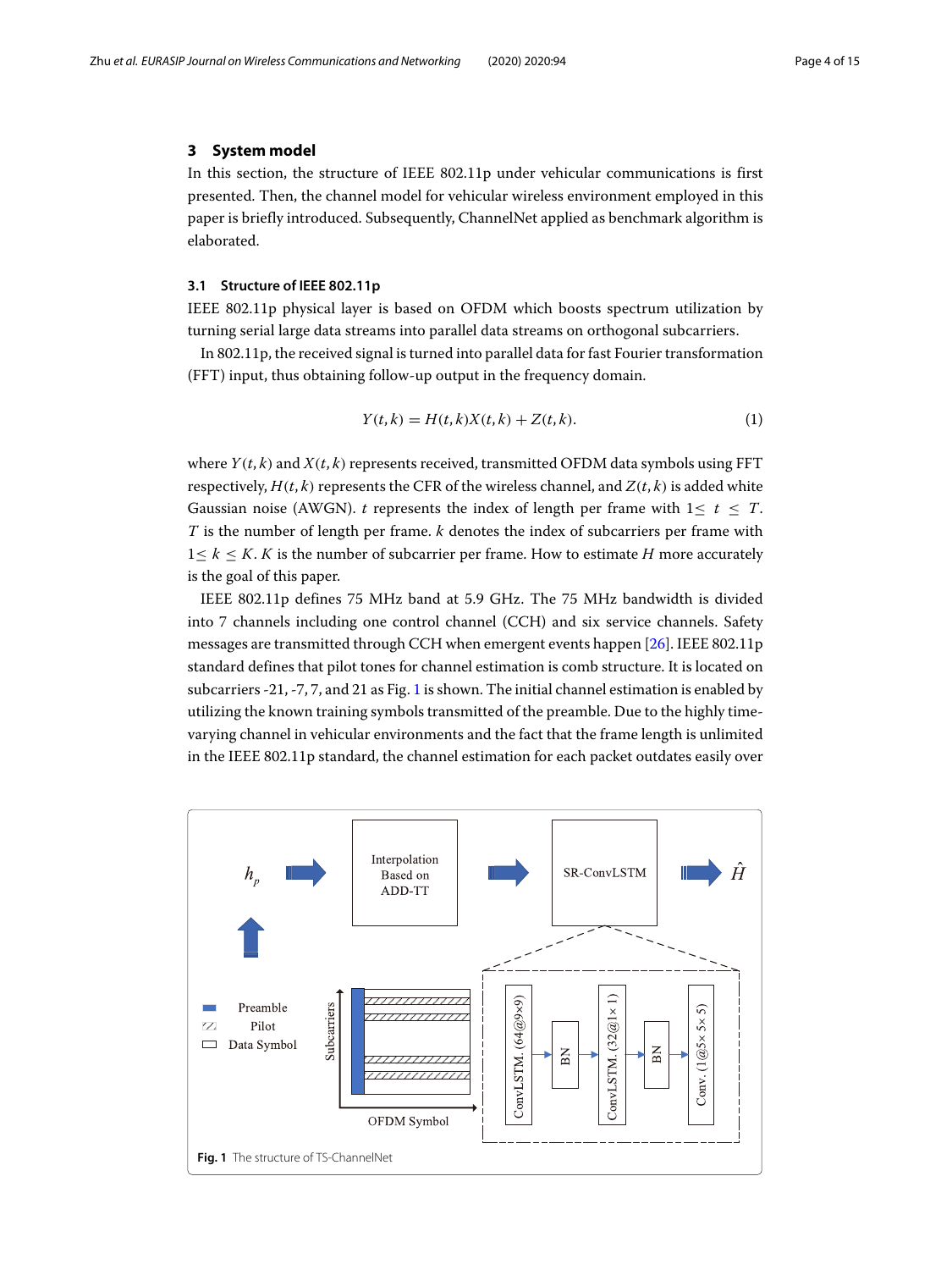## 3 System model

In this section, the structure of IEEE 802.11p under vehicular communications is first presented. Then, the channel model for vehicular wireless environment employed in this paper is briefly introduced. Subsequently, ChannelNet applied as benchmark algorithm is elaborated.

### 3.1 Structure of IEEE 802.11p

IEEE 802.11p physical layer is based on OFDM which boosts spectrum utilization by turning serial large data streams into parallel data streams on orthogonal subcarriers.

In 802.11p, the received signal is turned into parallel data for fast Fourier transformation (FFT) input, thus obtaining follow-up output in the frequency domain.

$$Y(t,k) = H(t,k)X(t,k) + Z(t,k). \tag{1}$$

where $Y(t,k)$ and $X(t,k)$ represents received, transmitted OFDM data symbols using FFT respectively, $H(t,k)$ represents the CFR of the wireless channel, and $Z(t,k)$ is added white Gaussian noise (AWGN). $t$ represents the index of length per frame with $1 \leq t \leq T$. $T$ is the number of length per frame. $k$ denotes the index of subcarriers per frame with $1 \leq k \leq K$. $K$ is the number of subcarrier per frame. How to estimate $H$ more accurately is the goal of this paper.

IEEE 802.11p defines 75 MHz band at 5.9 GHz. The 75 MHz bandwidth is divided into 7 channels including one control channel (CCH) and six service channels. Safety messages are transmitted through CCH when emergent events happen [26]. IEEE 802.11p standard defines that pilot tones for channel estimation is comb structure. It is located on subcarriers -21, -7, 7, and 21 as Fig. 1 is shown. The initial channel estimation is enabled by utilizing the known training symbols transmitted of the preamble. Due to the highly time-varying channel in vehicular environments and the fact that the frame length is unlimited in the IEEE 802.11p standard, the channel estimation for each packet outdates easily over

**Fig. 1** The structure of TS-ChannelNet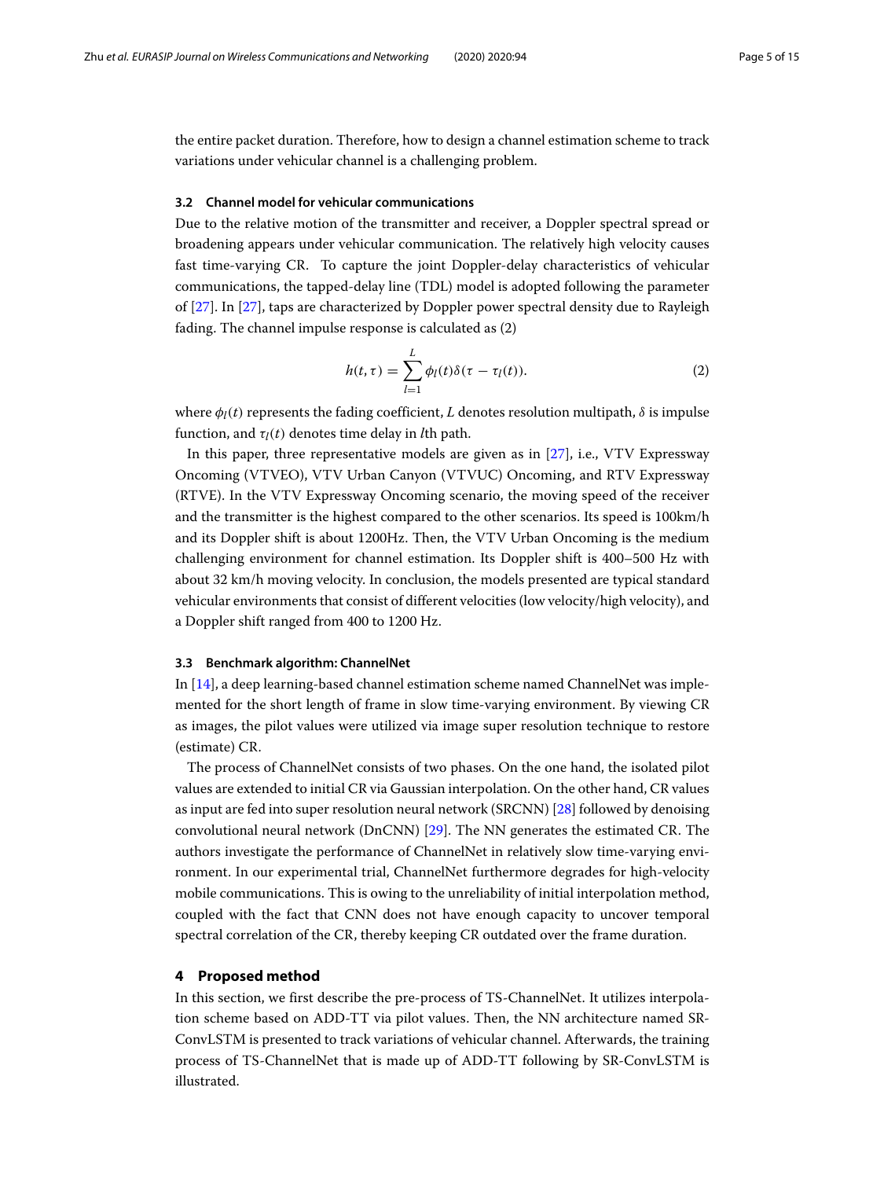the entire packet duration. Therefore, how to design a channel estimation scheme to track variations under vehicular channel is a challenging problem.

### 3.2 Channel model for vehicular communications

Due to the relative motion of the transmitter and receiver, a Doppler spectral spread or broadening appears under vehicular communication. The relatively high velocity causes fast time-varying CR. To capture the joint Doppler-delay characteristics of vehicular communications, the tapped-delay line (TDL) model is adopted following the parameter of [27]. In [27], taps are characterized by Doppler power spectral density due to Rayleigh fading. The channel impulse response is calculated as (2)

$$h(t,\tau) = \sum_{l=1}^{L} \phi_l(t)\delta(\tau - \tau_l(t)). \tag{2}$$

where $\phi_l(t)$ represents the fading coefficient, $L$ denotes resolution multipath, $\delta$ is impulse function, and $\tau_l(t)$ denotes time delay in $l$th path.

In this paper, three representative models are given as in [27], i.e., VTV Expressway Oncoming (VTVEO), VTV Urban Canyon (VTVUC) Oncoming, and RTV Expressway (RTVE). In the VTV Expressway Oncoming scenario, the moving speed of the receiver and the transmitter is the highest compared to the other scenarios. Its speed is 100km/h and its Doppler shift is about 1200Hz. Then, the VTV Urban Oncoming is the medium challenging environment for channel estimation. Its Doppler shift is 400–500 Hz with about 32 km/h moving velocity. In conclusion, the models presented are typical standard vehicular environments that consist of different velocities (low velocity/high velocity), and a Doppler shift ranged from 400 to 1200 Hz.

### 3.3 Benchmark algorithm: ChannelNet

In [14], a deep learning-based channel estimation scheme named ChannelNet was implemented for the short length of frame in slow time-varying environment. By viewing CR as images, the pilot values were utilized via image super resolution technique to restore (estimate) CR.

The process of ChannelNet consists of two phases. On the one hand, the isolated pilot values are extended to initial CR via Gaussian interpolation. On the other hand, CR values as input are fed into super resolution neural network (SRCNN) [28] followed by denoising convolutional neural network (DnCNN) [29]. The NN generates the estimated CR. The authors investigate the performance of ChannelNet in relatively slow time-varying environment. In our experimental trial, ChannelNet furthermore degrades for high-velocity mobile communications. This is owing to the unreliability of initial interpolation method, coupled with the fact that CNN does not have enough capacity to uncover temporal spectral correlation of the CR, thereby keeping CR outdated over the frame duration.

## 4 Proposed method

In this section, we first describe the pre-process of TS-ChannelNet. It utilizes interpolation scheme based on ADD-TT via pilot values. Then, the NN architecture named SR-ConvLSTM is presented to track variations of vehicular channel. Afterwards, the training process of TS-ChannelNet that is made up of ADD-TT following by SR-ConvLSTM is illustrated.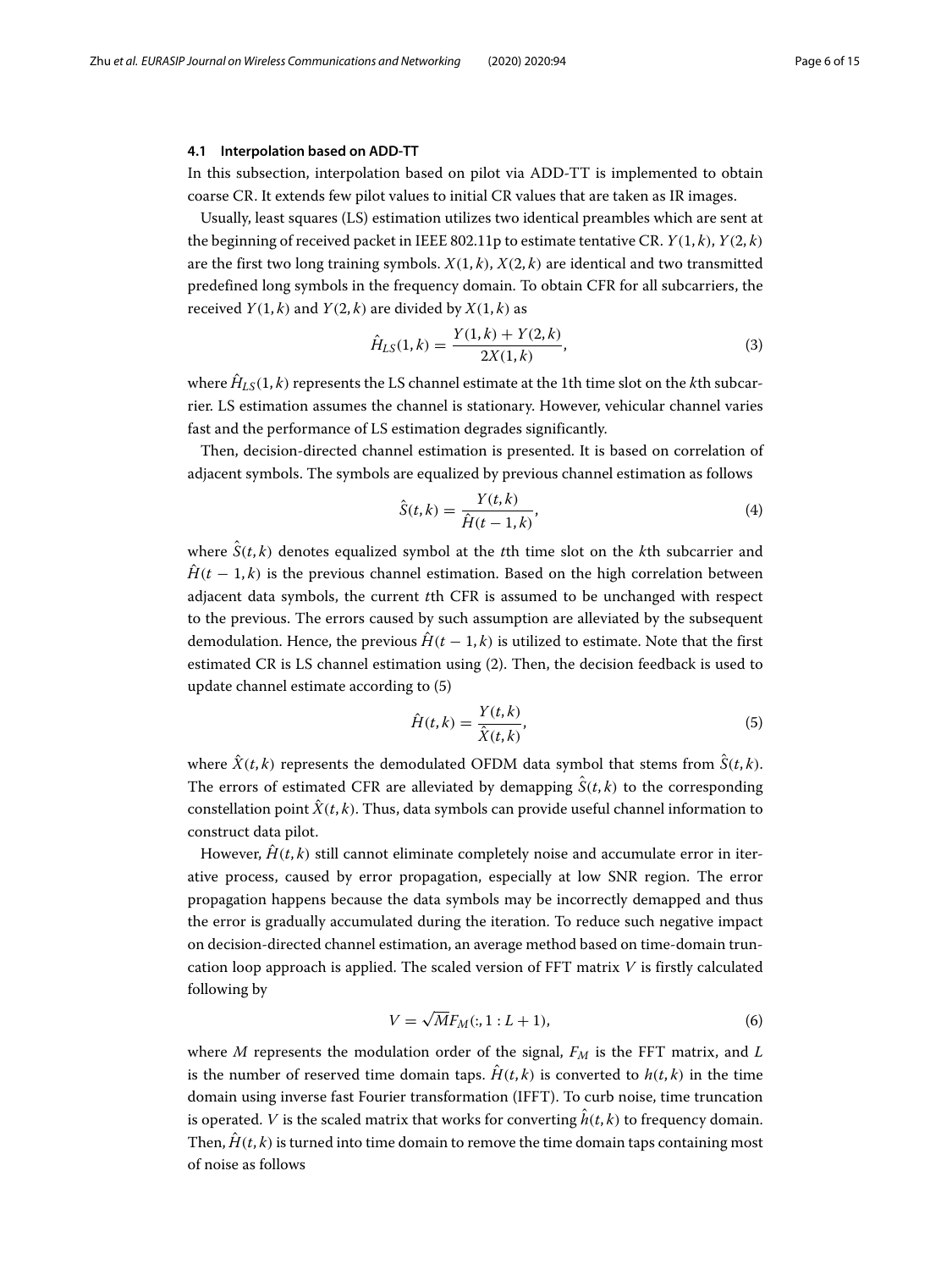### 4.1 Interpolation based on ADD-TT

In this subsection, interpolation based on pilot via ADD-TT is implemented to obtain coarse CR. It extends few pilot values to initial CR values that are taken as IR images.

Usually, least squares (LS) estimation utilizes two identical preambles which are sent at the beginning of received packet in IEEE 802.11p to estimate tentative CR. $Y(1,k)$, $Y(2,k)$ are the first two long training symbols. $X(1,k)$, $X(2,k)$ are identical and two transmitted predefined long symbols in the frequency domain. To obtain CFR for all subcarriers, the received $Y(1,k)$ and $Y(2,k)$ are divided by $X(1,k)$ as

$$\hat{H}_{LS}(1,k) = \frac{Y(1,k) + Y(2,k)}{2X(1,k)}, \tag{3}$$

where $\hat{H}_{LS}(1,k)$ represents the LS channel estimate at the 1th time slot on the $k$th subcarrier. LS estimation assumes the channel is stationary. However, vehicular channel varies fast and the performance of LS estimation degrades significantly.

Then, decision-directed channel estimation is presented. It is based on correlation of adjacent symbols. The symbols are equalized by previous channel estimation as follows

$$\hat{S}(t,k) = \frac{Y(t,k)}{\hat{H}(t-1,k)}, \tag{4}$$

where $\hat{S}(t,k)$ denotes equalized symbol at the $t$th time slot on the $k$th subcarrier and $\hat{H}(t-1,k)$ is the previous channel estimation. Based on the high correlation between adjacent data symbols, the current $t$th CFR is assumed to be unchanged with respect to the previous. The errors caused by such assumption are alleviated by the subsequent demodulation. Hence, the previous $\hat{H}(t-1,k)$ is utilized to estimate. Note that the first estimated CR is LS channel estimation using (2). Then, the decision feedback is used to update channel estimate according to (5)

$$\hat{H}(t,k) = \frac{Y(t,k)}{\hat{X}(t,k)}, \tag{5}$$

where $\hat{X}(t,k)$ represents the demodulated OFDM data symbol that stems from $\hat{S}(t,k)$. The errors of estimated CFR are alleviated by demapping $\hat{S}(t,k)$ to the corresponding constellation point $\hat{X}(t,k)$. Thus, data symbols can provide useful channel information to construct data pilot.

However, $\hat{H}(t,k)$ still cannot eliminate completely noise and accumulate error in iterative process, caused by error propagation, especially at low SNR region. The error propagation happens because the data symbols may be incorrectly demapped and thus the error is gradually accumulated during the iteration. To reduce such negative impact on decision-directed channel estimation, an average method based on time-domain truncation loop approach is applied. The scaled version of FFT matrix $V$ is firstly calculated following by

$$V = \sqrt{M} F_M(:, 1 : L+1), \tag{6}$$

where $M$ represents the modulation order of the signal, $F_M$ is the FFT matrix, and $L$ is the number of reserved time domain taps. $\hat{H}(t,k)$ is converted to $h(t,k)$ in the time domain using inverse fast Fourier transformation (IFFT). To curb noise, time truncation is operated. $V$ is the scaled matrix that works for converting $\hat{h}(t,k)$ to frequency domain. Then, $\hat{H}(t,k)$ is turned into time domain to remove the time domain taps containing most of noise as follows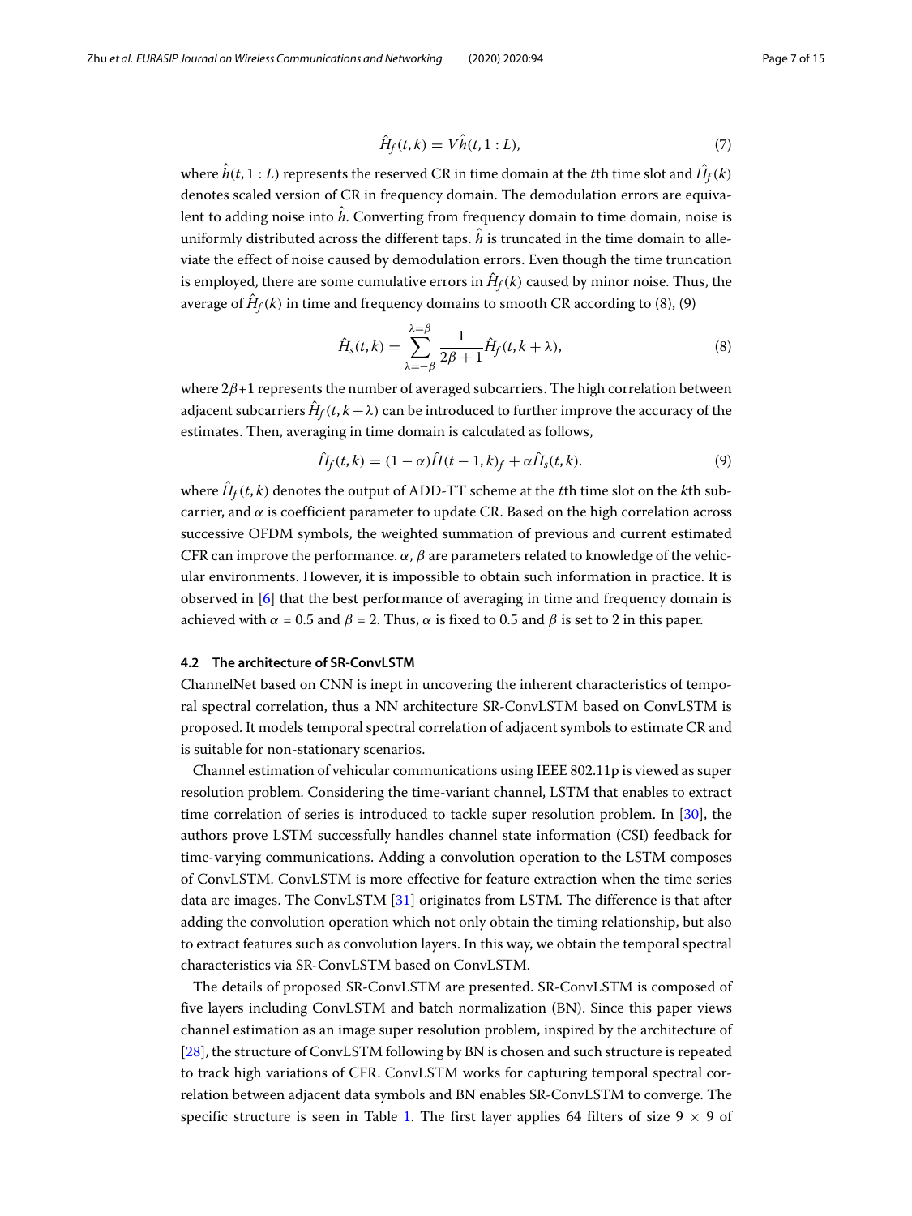$$\hat{H}_f(t,k) = V\hat{h}(t, 1:L), \tag{7}$$

where $\hat{h}(t, 1:L)$ represents the reserved CR in time domain at the $t$th time slot and $\hat{H}_f(k)$ denotes scaled version of CR in frequency domain. The demodulation errors are equivalent to adding noise into $\hat{h}$. Converting from frequency domain to time domain, noise is uniformly distributed across the different taps. $\hat{h}$ is truncated in the time domain to alleviate the effect of noise caused by demodulation errors. Even though the time truncation is employed, there are some cumulative errors in $\hat{H}_f(k)$ caused by minor noise. Thus, the average of $\hat{H}_f(k)$ in time and frequency domains to smooth CR according to (8), (9)

$$\hat{H}_s(t,k) = \sum_{\lambda=-\beta}^{\lambda=\beta} \frac{1}{2\beta+1}\hat{H}_f(t, k+\lambda), \tag{8}$$

where $2\beta+1$ represents the number of averaged subcarriers. The high correlation between adjacent subcarriers $\hat{H}_f(t, k+\lambda)$ can be introduced to further improve the accuracy of the estimates. Then, averaging in time domain is calculated as follows,

$$\hat{H}_f(t,k) = (1-\alpha)\hat{H}(t-1,k)_f + \alpha\hat{H}_s(t,k). \tag{9}$$

where $\hat{H}_f(t,k)$ denotes the output of ADD-TT scheme at the $t$th time slot on the $k$th subcarrier, and $\alpha$ is coefficient parameter to update CR. Based on the high correlation across successive OFDM symbols, the weighted summation of previous and current estimated CFR can improve the performance. $\alpha$, $\beta$ are parameters related to knowledge of the vehicular environments. However, it is impossible to obtain such information in practice. It is observed in [6] that the best performance of averaging in time and frequency domain is achieved with $\alpha = 0.5$ and $\beta = 2$. Thus, $\alpha$ is fixed to 0.5 and $\beta$ is set to 2 in this paper.

#### 4.2 The architecture of SR-ConvLSTM

ChannelNet based on CNN is inept in uncovering the inherent characteristics of temporal spectral correlation, thus a NN architecture SR-ConvLSTM based on ConvLSTM is proposed. It models temporal spectral correlation of adjacent symbols to estimate CR and is suitable for non-stationary scenarios.

Channel estimation of vehicular communications using IEEE 802.11p is viewed as super resolution problem. Considering the time-variant channel, LSTM that enables to extract time correlation of series is introduced to tackle super resolution problem. In [30], the authors prove LSTM successfully handles channel state information (CSI) feedback for time-varying communications. Adding a convolution operation to the LSTM composes of ConvLSTM. ConvLSTM is more effective for feature extraction when the time series data are images. The ConvLSTM [31] originates from LSTM. The difference is that after adding the convolution operation which not only obtain the timing relationship, but also to extract features such as convolution layers. In this way, we obtain the temporal spectral characteristics via SR-ConvLSTM based on ConvLSTM.

The details of proposed SR-ConvLSTM are presented. SR-ConvLSTM is composed of five layers including ConvLSTM and batch normalization (BN). Since this paper views channel estimation as an image super resolution problem, inspired by the architecture of [28], the structure of ConvLSTM following by BN is chosen and such structure is repeated to track high variations of CFR. ConvLSTM works for capturing temporal spectral correlation between adjacent data symbols and BN enables SR-ConvLSTM to converge. The specific structure is seen in Table 1. The first layer applies 64 filters of size $9 \times 9$ of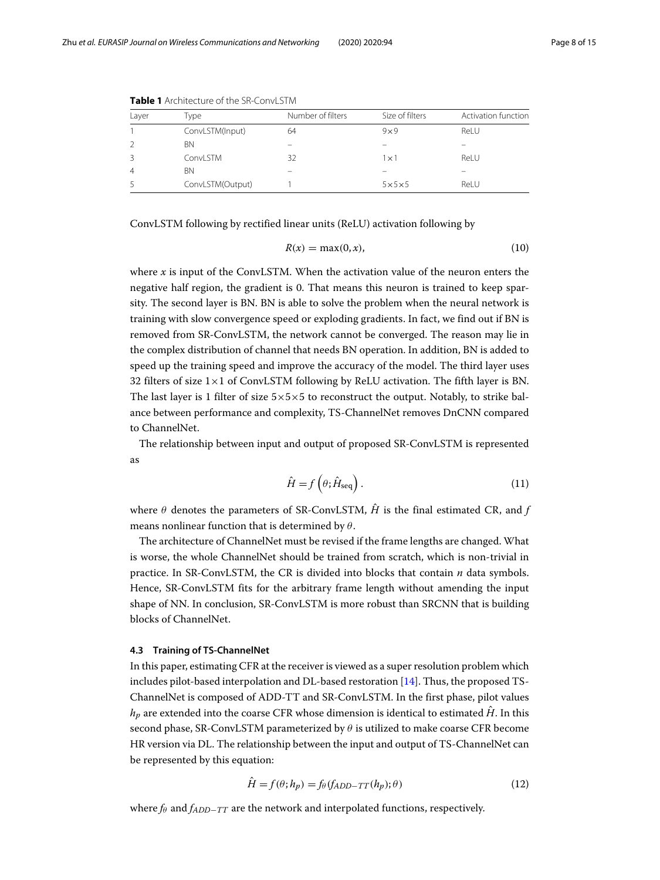**Table 1** Architecture of the SR-ConvLSTM

| Layer | Type | Number of filters | Size of filters | Activation function |
|---|---|---|---|---|
| 1 | ConvLSTM(Input) | 64 | 9×9 | ReLU |
| 2 | BN | – | – | – |
| 3 | ConvLSTM | 32 | 1×1 | ReLU |
| 4 | BN | – | – | – |
| 5 | ConvLSTM(Output) | 1 | 5×5×5 | ReLU |

ConvLSTM following by rectified linear units (ReLU) activation following by

$$R(x) = \max(0, x), \tag{10}$$

where $x$ is input of the ConvLSTM. When the activation value of the neuron enters the negative half region, the gradient is 0. That means this neuron is trained to keep sparsity. The second layer is BN. BN is able to solve the problem when the neural network is training with slow convergence speed or exploding gradients. In fact, we find out if BN is removed from SR-ConvLSTM, the network cannot be converged. The reason may lie in the complex distribution of channel that needs BN operation. In addition, BN is added to speed up the training speed and improve the accuracy of the model. The third layer uses 32 filters of size $1\times1$ of ConvLSTM following by ReLU activation. The fifth layer is BN. The last layer is 1 filter of size $5\times5\times5$ to reconstruct the output. Notably, to strike balance between performance and complexity, TS-ChannelNet removes DnCNN compared to ChannelNet.

The relationship between input and output of proposed SR-ConvLSTM is represented as

$$\hat{H} = f\left(\theta; \hat{H}_{\text{seq}}\right). \tag{11}$$

where $\theta$ denotes the parameters of SR-ConvLSTM, $\hat{H}$ is the final estimated CR, and $f$ means nonlinear function that is determined by $\theta$.

The architecture of ChannelNet must be revised if the frame lengths are changed. What is worse, the whole ChannelNet should be trained from scratch, which is non-trivial in practice. In SR-ConvLSTM, the CR is divided into blocks that contain $n$ data symbols. Hence, SR-ConvLSTM fits for the arbitrary frame length without amending the input shape of NN. In conclusion, SR-ConvLSTM is more robust than SRCNN that is building blocks of ChannelNet.

### 4.3 Training of TS-ChannelNet

In this paper, estimating CFR at the receiver is viewed as a super resolution problem which includes pilot-based interpolation and DL-based restoration [14]. Thus, the proposed TS-ChannelNet is composed of ADD-TT and SR-ConvLSTM. In the first phase, pilot values $h_p$ are extended into the coarse CFR whose dimension is identical to estimated $\hat{H}$. In this second phase, SR-ConvLSTM parameterized by $\theta$ is utilized to make coarse CFR become HR version via DL. The relationship between the input and output of TS-ChannelNet can be represented by this equation:

$$\hat{H} = f(\theta; h_p) = f_\theta(f_{ADD-TT}(h_p); \theta) \tag{12}$$

where $f_\theta$ and $f_{ADD-TT}$ are the network and interpolated functions, respectively.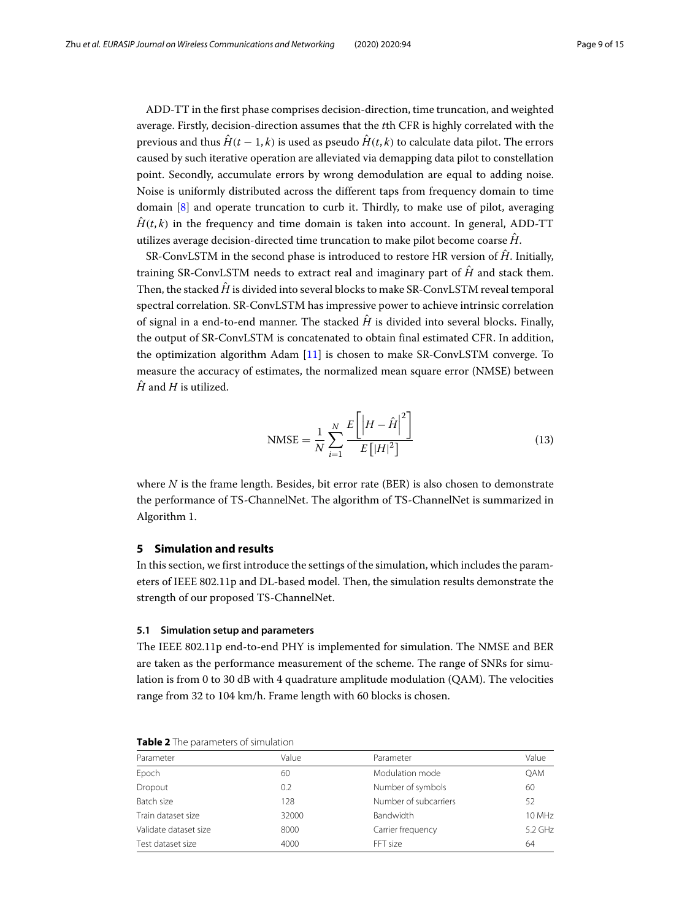ADD-TT in the first phase comprises decision-direction, time truncation, and weighted average. Firstly, decision-direction assumes that the $t$th CFR is highly correlated with the previous and thus $\hat{H}(t-1,k)$ is used as pseudo $\hat{H}(t,k)$ to calculate data pilot. The errors caused by such iterative operation are alleviated via demapping data pilot to constellation point. Secondly, accumulate errors by wrong demodulation are equal to adding noise. Noise is uniformly distributed across the different taps from frequency domain to time domain [8] and operate truncation to curb it. Thirdly, to make use of pilot, averaging $\hat{H}(t,k)$ in the frequency and time domain is taken into account. In general, ADD-TT utilizes average decision-directed time truncation to make pilot become coarse $\hat{H}$.

SR-ConvLSTM in the second phase is introduced to restore HR version of $\hat{H}$. Initially, training SR-ConvLSTM needs to extract real and imaginary part of $\hat{H}$ and stack them. Then, the stacked $\hat{H}$ is divided into several blocks to make SR-ConvLSTM reveal temporal spectral correlation. SR-ConvLSTM has impressive power to achieve intrinsic correlation of signal in a end-to-end manner. The stacked $\hat{H}$ is divided into several blocks. Finally, the output of SR-ConvLSTM is concatenated to obtain final estimated CFR. In addition, the optimization algorithm Adam [11] is chosen to make SR-ConvLSTM converge. To measure the accuracy of estimates, the normalized mean square error (NMSE) between $\hat{H}$ and $H$ is utilized.

$$\text{NMSE} = \frac{1}{N}\sum_{i=1}^{N}\frac{E\left[\left|H-\hat{H}\right|^2\right]}{E\left[|H|^2\right]} \tag{13}$$

where $N$ is the frame length. Besides, bit error rate (BER) is also chosen to demonstrate the performance of TS-ChannelNet. The algorithm of TS-ChannelNet is summarized in Algorithm 1.

## 5 Simulation and results

In this section, we first introduce the settings of the simulation, which includes the parameters of IEEE 802.11p and DL-based model. Then, the simulation results demonstrate the strength of our proposed TS-ChannelNet.

### 5.1 Simulation setup and parameters

The IEEE 802.11p end-to-end PHY is implemented for simulation. The NMSE and BER are taken as the performance measurement of the scheme. The range of SNRs for simulation is from 0 to 30 dB with 4 quadrature amplitude modulation (QAM). The velocities range from 32 to 104 km/h. Frame length with 60 blocks is chosen.

**Table 2** The parameters of simulation

| Parameter | Value | Parameter | Value |
|---|---|---|---|
| Epoch | 60 | Modulation mode | QAM |
| Dropout | 0.2 | Number of symbols | 60 |
| Batch size | 128 | Number of subcarriers | 52 |
| Train dataset size | 32000 | Bandwidth | 10 MHz |
| Validate dataset size | 8000 | Carrier frequency | 5.2 GHz |
| Test dataset size | 4000 | FFT size | 64 |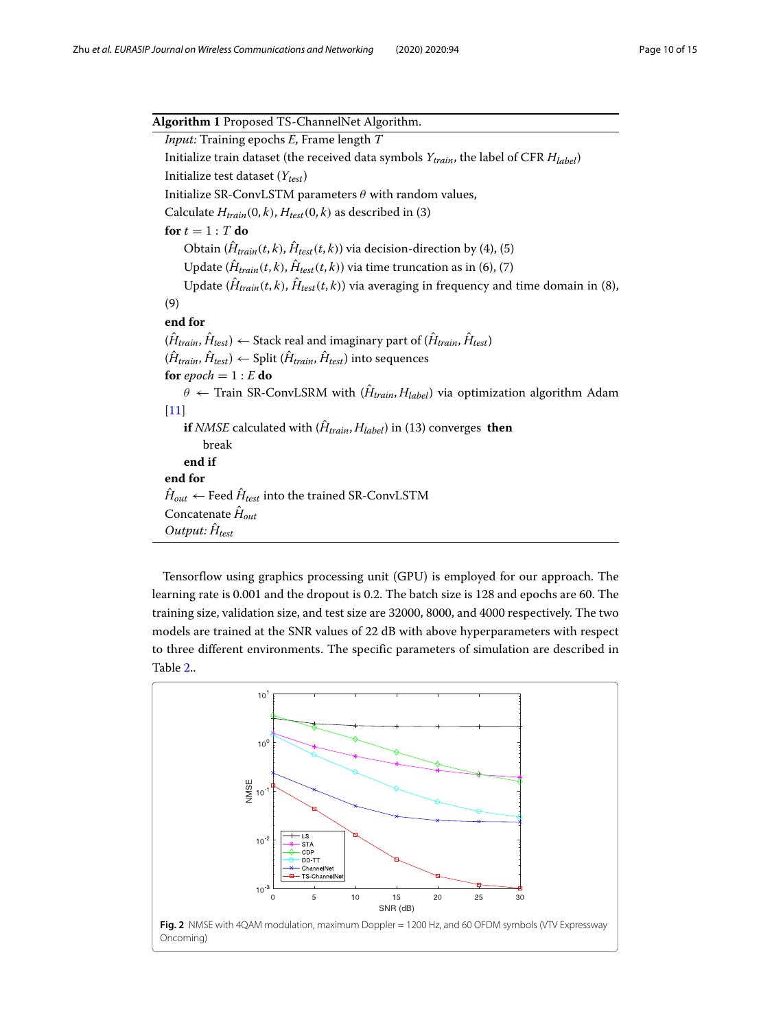**Algorithm 1** Proposed TS-ChannelNet Algorithm.

*Input:* Training epochs $E$, Frame length $T$

Initialize train dataset (the received data symbols $Y_{train}$, the label of CFR $H_{label}$)

Initialize test dataset ($Y_{test}$)

Initialize SR-ConvLSTM parameters $\theta$ with random values,

Calculate $H_{train}(0,k)$, $H_{test}(0,k)$ as described in (3)

**for** $t = 1 : T$ **do**

  Obtain ($\hat{H}_{train}(t,k)$, $\hat{H}_{test}(t,k)$) via decision-direction by (4), (5)

  Update ($\hat{H}_{train}(t,k)$, $\hat{H}_{test}(t,k)$) via time truncation as in (6), (7)

  Update ($\hat{H}_{train}(t,k)$, $\hat{H}_{test}(t,k)$) via averaging in frequency and time domain in (8), (9)

**end for**

($\hat{H}_{train}$, $\hat{H}_{test}$) ← Stack real and imaginary part of ($\hat{H}_{train}$, $\hat{H}_{test}$)

($\hat{H}_{train}$, $\hat{H}_{test}$) ← Split ($\hat{H}_{train}$, $\hat{H}_{test}$) into sequences

**for** $epoch = 1 : E$ **do**

  $\theta$ ← Train SR-ConvLSRM with ($\hat{H}_{train}$, $H_{label}$) via optimization algorithm Adam [11]

  **if** *NMSE* calculated with ($\hat{H}_{train}$, $H_{label}$) in (13) converges **then**

    break

  **end if**

**end for**

$\hat{H}_{out}$ ← Feed $\hat{H}_{test}$ into the trained SR-ConvLSTM

Concatenate $\hat{H}_{out}$

*Output:* $\hat{H}_{test}$

Tensorflow using graphics processing unit (GPU) is employed for our approach. The learning rate is 0.001 and the dropout is 0.2. The batch size is 128 and epochs are 60. The training size, validation size, and test size are 32000, 8000, and 4000 respectively. The two models are trained at the SNR values of 22 dB with above hyperparameters with respect to three different environments. The specific parameters of simulation are described in Table 2..

**Fig. 2** NMSE with 4QAM modulation, maximum Doppler = 1200 Hz, and 60 OFDM symbols (VTV Expressway Oncoming)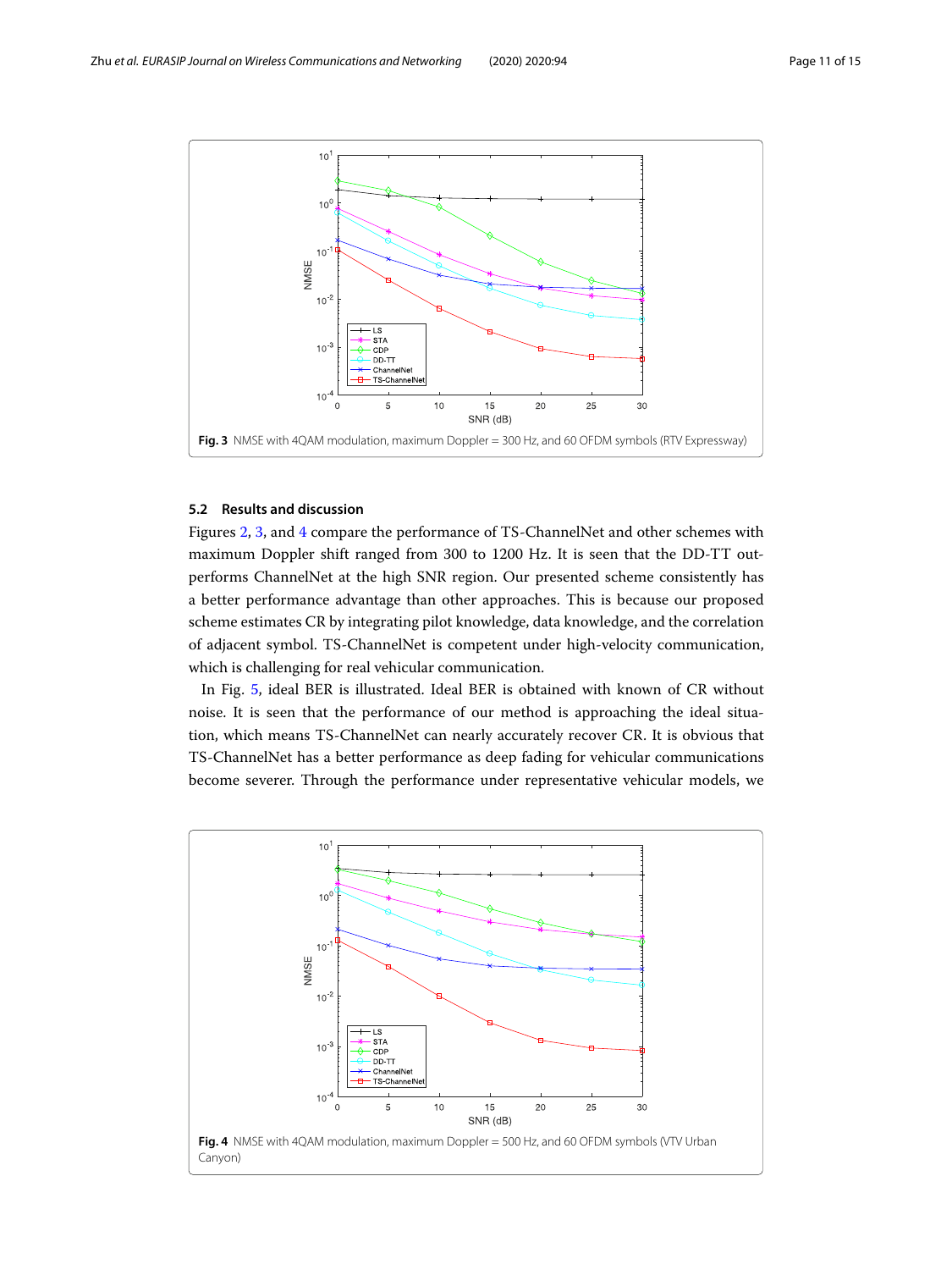Fig. 3 NMSE with 4QAM modulation, maximum Doppler = 300 Hz, and 60 OFDM symbols (RTV Expressway)

### 5.2 Results and discussion

Figures 2, 3, and 4 compare the performance of TS-ChannelNet and other schemes with maximum Doppler shift ranged from 300 to 1200 Hz. It is seen that the DD-TT outperforms ChannelNet at the high SNR region. Our presented scheme consistently has a better performance advantage than other approaches. This is because our proposed scheme estimates CR by integrating pilot knowledge, data knowledge, and the correlation of adjacent symbol. TS-ChannelNet is competent under high-velocity communication, which is challenging for real vehicular communication.

In Fig. 5, ideal BER is illustrated. Ideal BER is obtained with known of CR without noise. It is seen that the performance of our method is approaching the ideal situation, which means TS-ChannelNet can nearly accurately recover CR. It is obvious that TS-ChannelNet has a better performance as deep fading for vehicular communications become severer. Through the performance under representative vehicular models, we

Fig. 4 NMSE with 4QAM modulation, maximum Doppler = 500 Hz, and 60 OFDM symbols (VTV Urban Canyon)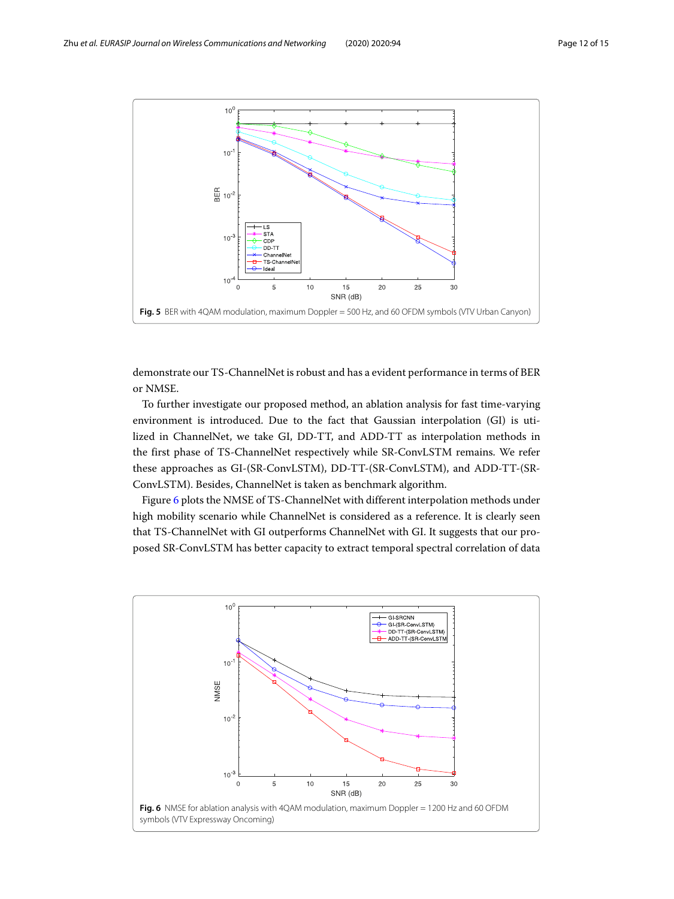Fig. 5 BER with 4QAM modulation, maximum Doppler = 500 Hz, and 60 OFDM symbols (VTV Urban Canyon)

demonstrate our TS-ChannelNet is robust and has a evident performance in terms of BER or NMSE.

To further investigate our proposed method, an ablation analysis for fast time-varying environment is introduced. Due to the fact that Gaussian interpolation (GI) is utilized in ChannelNet, we take GI, DD-TT, and ADD-TT as interpolation methods in the first phase of TS-ChannelNet respectively while SR-ConvLSTM remains. We refer these approaches as GI-(SR-ConvLSTM), DD-TT-(SR-ConvLSTM), and ADD-TT-(SR-ConvLSTM). Besides, ChannelNet is taken as benchmark algorithm.

Figure 6 plots the NMSE of TS-ChannelNet with different interpolation methods under high mobility scenario while ChannelNet is considered as a reference. It is clearly seen that TS-ChannelNet with GI outperforms ChannelNet with GI. It suggests that our proposed SR-ConvLSTM has better capacity to extract temporal spectral correlation of data

Fig. 6 NMSE for ablation analysis with 4QAM modulation, maximum Doppler = 1200 Hz and 60 OFDM symbols (VTV Expressway Oncoming)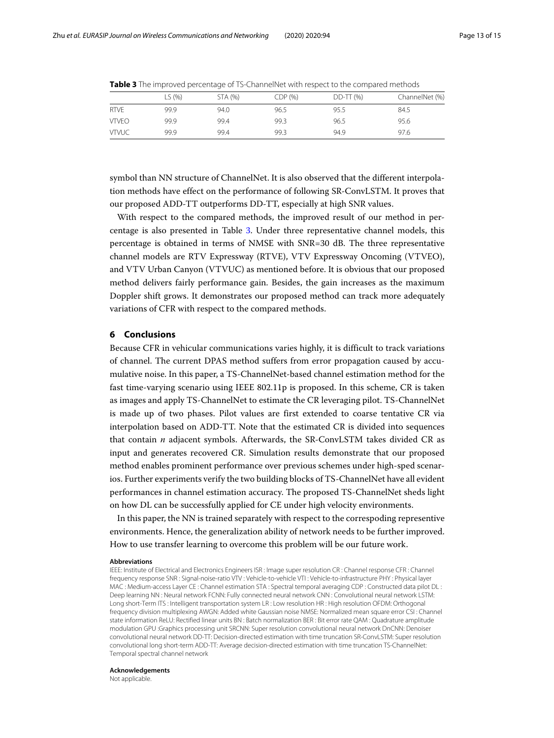**Table 3** The improved percentage of TS-ChannelNet with respect to the compared methods

| | LS (%) | STA (%) | CDP (%) | DD-TT (%) | ChannelNet (%) |
|---|---|---|---|---|---|
| RTVE | 99.9 | 94.0 | 96.5 | 95.5 | 84.5 |
| VTVEO | 99.9 | 99.4 | 99.3 | 96.5 | 95.6 |
| VTVUC | 99.9 | 99.4 | 99.3 | 94.9 | 97.6 |

symbol than NN structure of ChannelNet. It is also observed that the different interpolation methods have effect on the performance of following SR-ConvLSTM. It proves that our proposed ADD-TT outperforms DD-TT, especially at high SNR values.

With respect to the compared methods, the improved result of our method in percentage is also presented in Table 3. Under three representative channel models, this percentage is obtained in terms of NMSE with SNR=30 dB. The three representative channel models are RTV Expressway (RTVE), VTV Expressway Oncoming (VTVEO), and VTV Urban Canyon (VTVUC) as mentioned before. It is obvious that our proposed method delivers fairly performance gain. Besides, the gain increases as the maximum Doppler shift grows. It demonstrates our proposed method can track more adequately variations of CFR with respect to the compared methods.

## 6 Conclusions

Because CFR in vehicular communications varies highly, it is difficult to track variations of channel. The current DPAS method suffers from error propagation caused by accumulative noise. In this paper, a TS-ChannelNet-based channel estimation method for the fast time-varying scenario using IEEE 802.11p is proposed. In this scheme, CR is taken as images and apply TS-ChannelNet to estimate the CR leveraging pilot. TS-ChannelNet is made up of two phases. Pilot values are first extended to coarse tentative CR via interpolation based on ADD-TT. Note that the estimated CR is divided into sequences that contain $n$ adjacent symbols. Afterwards, the SR-ConvLSTM takes divided CR as input and generates recovered CR. Simulation results demonstrate that our proposed method enables prominent performance over previous schemes under high-sped scenarios. Further experiments verify the two building blocks of TS-ChannelNet have all evident performances in channel estimation accuracy. The proposed TS-ChannelNet sheds light on how DL can be successfully applied for CE under high velocity environments.

In this paper, the NN is trained separately with respect to the correspoding representive environments. Hence, the generalization ability of network needs to be further improved. How to use transfer learning to overcome this problem will be our future work.

#### Abbreviations

IEEE: Institute of Electrical and Electronics Engineers ISR : Image super resolution CR : Channel response CFR : Channel frequency response SNR : Signal-noise-ratio VTV : Vehicle-to-vehicle VTI : Vehicle-to-infrastructure PHY : Physical layer MAC : Medium-access Layer CE : Channel estimation STA : Spectral temporal averaging CDP : Constructed data pilot DL : Deep learning NN : Neural network FCNN: Fully connected neural network CNN : Convolutional neural network LSTM: Long short-Term ITS : Intelligent transportation system LR : Low resolution HR : High resolution OFDM: Orthogonal frequency division multiplexing AWGN: Added white Gaussian noise NMSE: Normalized mean square error CSI : Channel state information ReLU: Rectified linear units BN : Batch normalization BER : Bit error rate QAM : Quadrature amplitude modulation GPU :Graphics processing unit SRCNN: Super resolution convolutional neural network DnCNN: Denoiser convolutional neural network DD-TT: Decision-directed estimation with time truncation SR-ConvLSTM: Super resolution convolutional long short-term ADD-TT: Average decision-directed estimation with time truncation TS-ChannelNet: Temporal spectral channel network

#### Acknowledgements

Not applicable.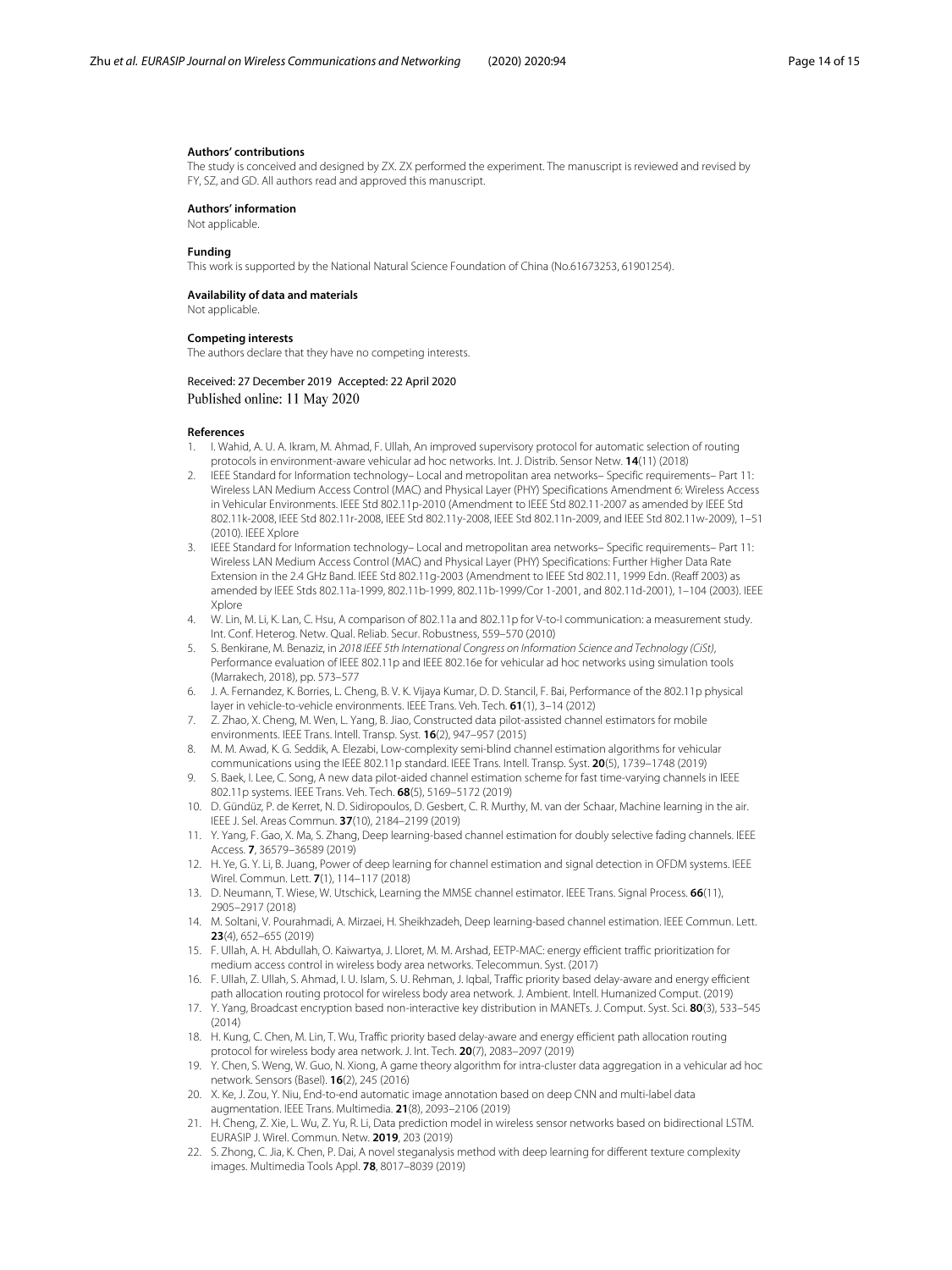#### Authors' contributions

The study is conceived and designed by ZX. ZX performed the experiment. The manuscript is reviewed and revised by FY, SZ, and GD. All authors read and approved this manuscript.

#### Authors' information

Not applicable.

#### Funding

This work is supported by the National Natural Science Foundation of China (No.61673253, 61901254).

#### Availability of data and materials

Not applicable.

#### Competing interests

The authors declare that they have no competing interests.

Received: 27 December 2019 Accepted: 22 April 2020
Published online: 11 May 2020

#### References

1. I. Wahid, A. U. A. Ikram, M. Ahmad, F. Ullah, An improved supervisory protocol for automatic selection of routing protocols in environment-aware vehicular ad hoc networks. Int. J. Distrib. Sensor Netw. **14**(11) (2018)
2. IEEE Standard for Information technology– Local and metropolitan area networks– Specific requirements– Part 11: Wireless LAN Medium Access Control (MAC) and Physical Layer (PHY) Specifications Amendment 6: Wireless Access in Vehicular Environments. IEEE Std 802.11p-2010 (Amendment to IEEE Std 802.11-2007 as amended by IEEE Std 802.11k-2008, IEEE Std 802.11r-2008, IEEE Std 802.11y-2008, IEEE Std 802.11n-2009, and IEEE Std 802.11w-2009), 1–51 (2010). IEEE Xplore
3. IEEE Standard for Information technology– Local and metropolitan area networks– Specific requirements– Part 11: Wireless LAN Medium Access Control (MAC) and Physical Layer (PHY) Specifications: Further Higher Data Rate Extension in the 2.4 GHz Band. IEEE Std 802.11g-2003 (Amendment to IEEE Std 802.11, 1999 Edn. (Reaff 2003) as amended by IEEE Stds 802.11a-1999, 802.11b-1999, 802.11b-1999/Cor 1-2001, and 802.11d-2001), 1–104 (2003). IEEE Xplore
4. W. Lin, M. Li, K. Lan, C. Hsu, A comparison of 802.11a and 802.11p for V-to-I communication: a measurement study. Int. Conf. Heterog. Netw. Qual. Reliab. Secur. Robustness, 559–570 (2010)
5. S. Benkirane, M. Benaziz, in *2018 IEEE 5th International Congress on Information Science and Technology (CiSt)*, Performance evaluation of IEEE 802.11p and IEEE 802.16e for vehicular ad hoc networks using simulation tools (Marrakech, 2018), pp. 573–577
6. J. A. Fernandez, K. Borries, L. Cheng, B. V. K. Vijaya Kumar, D. D. Stancil, F. Bai, Performance of the 802.11p physical layer in vehicle-to-vehicle environments. IEEE Trans. Veh. Tech. **61**(1), 3–14 (2012)
7. Z. Zhao, X. Cheng, M. Wen, L. Yang, B. Jiao, Constructed data pilot-assisted channel estimators for mobile environments. IEEE Trans. Intell. Transp. Syst. **16**(2), 947–957 (2015)
8. M. M. Awad, K. G. Seddik, A. Elezabi, Low-complexity semi-blind channel estimation algorithms for vehicular communications using the IEEE 802.11p standard. IEEE Trans. Intell. Transp. Syst. **20**(5), 1739–1748 (2019)
9. S. Baek, I. Lee, C. Song, A new data pilot-aided channel estimation scheme for fast time-varying channels in IEEE 802.11p systems. IEEE Trans. Veh. Tech. **68**(5), 5169–5172 (2019)
10. D. Gündüz, P. de Kerret, N. D. Sidiropoulos, D. Gesbert, C. R. Murthy, M. van der Schaar, Machine learning in the air. IEEE J. Sel. Areas Commun. **37**(10), 2184–2199 (2019)
11. Y. Yang, F. Gao, X. Ma, S. Zhang, Deep learning-based channel estimation for doubly selective fading channels. IEEE Access. **7**, 36579–36589 (2019)
12. H. Ye, G. Y. Li, B. Juang, Power of deep learning for channel estimation and signal detection in OFDM systems. IEEE Wirel. Commun. Lett. **7**(1), 114–117 (2018)
13. D. Neumann, T. Wiese, W. Utschick, Learning the MMSE channel estimator. IEEE Trans. Signal Process. **66**(11), 2905–2917 (2018)
14. M. Soltani, V. Pourahmadi, A. Mirzaei, H. Sheikhzadeh, Deep learning-based channel estimation. IEEE Commun. Lett. **23**(4), 652–655 (2019)
15. F. Ullah, A. H. Abdullah, O. Kaiwartya, J. Lloret, M. M. Arshad, EETP-MAC: energy efficient traffic prioritization for medium access control in wireless body area networks. Telecommun. Syst. (2017)
16. F. Ullah, Z. Ullah, S. Ahmad, I. U. Islam, S. U. Rehman, J. Iqbal, Traffic priority based delay-aware and energy efficient path allocation routing protocol for wireless body area network. J. Ambient. Intell. Humanized Comput. (2019)
17. Y. Yang, Broadcast encryption based non-interactive key distribution in MANETs. J. Comput. Syst. Sci. **80**(3), 533–545 (2014)
18. H. Kung, C. Chen, M. Lin, T. Wu, Traffic priority based delay-aware and energy efficient path allocation routing protocol for wireless body area network. J. Int. Tech. **20**(7), 2083–2097 (2019)
19. Y. Chen, S. Weng, W. Guo, N. Xiong, A game theory algorithm for intra-cluster data aggregation in a vehicular ad hoc network. Sensors (Basel). **16**(2), 245 (2016)
20. X. Ke, J. Zou, Y. Niu, End-to-end automatic image annotation based on deep CNN and multi-label data augmentation. IEEE Trans. Multimedia. **21**(8), 2093–2106 (2019)
21. H. Cheng, Z. Xie, L. Wu, Z. Yu, R. Li, Data prediction model in wireless sensor networks based on bidirectional LSTM. EURASIP J. Wirel. Commun. Netw. **2019**, 203 (2019)
22. S. Zhong, C. Jia, K. Chen, P. Dai, A novel steganalysis method with deep learning for different texture complexity images. Multimedia Tools Appl. **78**, 8017–8039 (2019)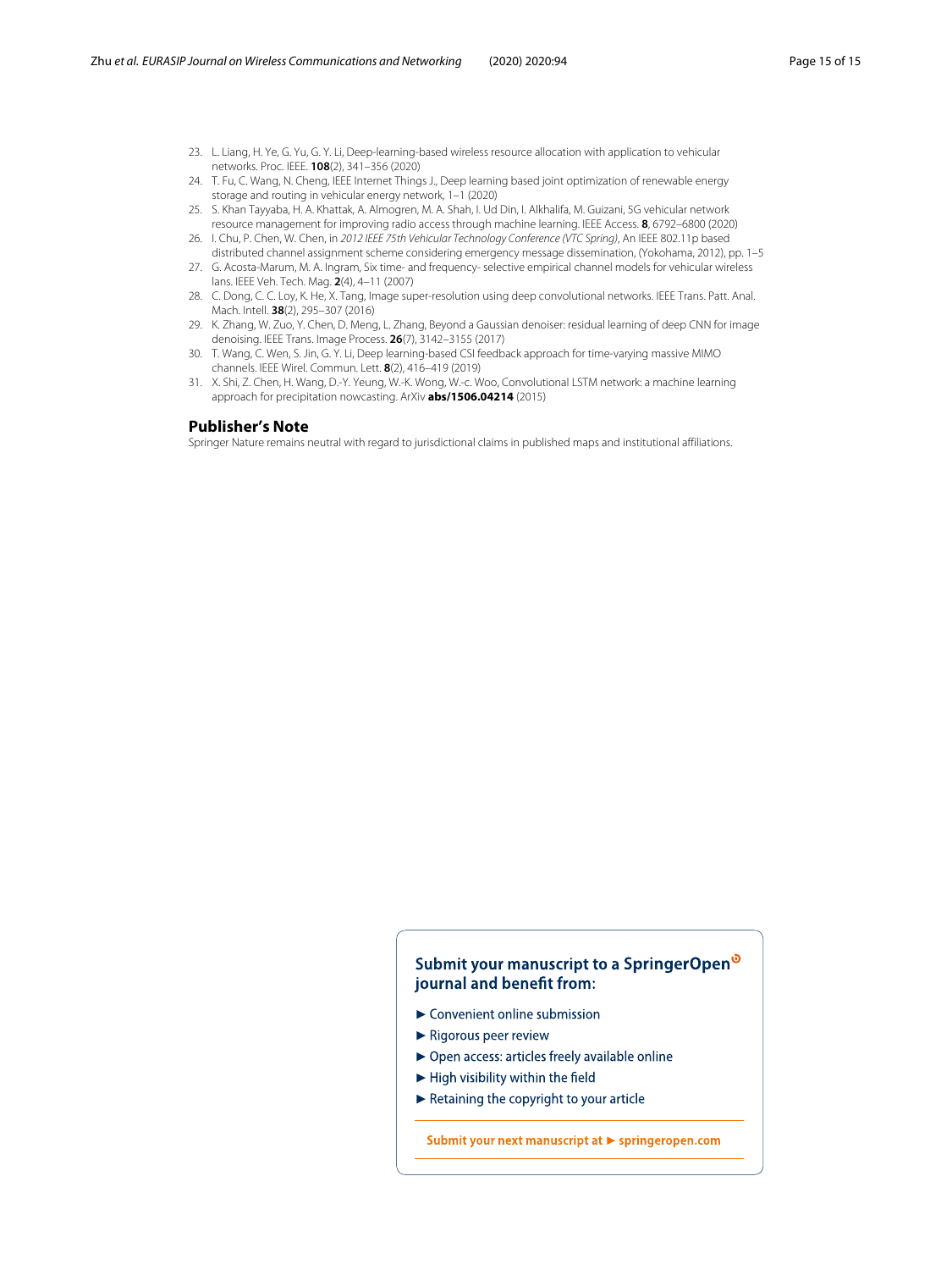23. L. Liang, H. Ye, G. Yu, G. Y. Li, Deep-learning-based wireless resource allocation with application to vehicular networks. Proc. IEEE. **108**(2), 341–356 (2020)
24. T. Fu, C. Wang, N. Cheng, IEEE Internet Things J., Deep learning based joint optimization of renewable energy storage and routing in vehicular energy network, 1–1 (2020)
25. S. Khan Tayyaba, H. A. Khattak, A. Almogren, M. A. Shah, I. Ud Din, I. Alkhalifa, M. Guizani, 5G vehicular network resource management for improving radio access through machine learning. IEEE Access. **8**, 6792–6800 (2020)
26. I. Chu, P. Chen, W. Chen, in *2012 IEEE 75th Vehicular Technology Conference (VTC Spring)*, An IEEE 802.11p based distributed channel assignment scheme considering emergency message dissemination, (Yokohama, 2012), pp. 1–5
27. G. Acosta-Marum, M. A. Ingram, Six time- and frequency- selective empirical channel models for vehicular wireless lans. IEEE Veh. Tech. Mag. **2**(4), 4–11 (2007)
28. C. Dong, C. C. Loy, K. He, X. Tang, Image super-resolution using deep convolutional networks. IEEE Trans. Patt. Anal. Mach. Intell. **38**(2), 295–307 (2016)
29. K. Zhang, W. Zuo, Y. Chen, D. Meng, L. Zhang, Beyond a Gaussian denoiser: residual learning of deep CNN for image denoising. IEEE Trans. Image Process. **26**(7), 3142–3155 (2017)
30. T. Wang, C. Wen, S. Jin, G. Y. Li, Deep learning-based CSI feedback approach for time-varying massive MIMO channels. IEEE Wirel. Commun. Lett. **8**(2), 416–419 (2019)
31. X. Shi, Z. Chen, H. Wang, D.-Y. Yeung, W.-K. Wong, W.-c. Woo, Convolutional LSTM network: a machine learning approach for precipitation nowcasting. ArXiv **abs/1506.04214** (2015)

## Publisher's Note

Springer Nature remains neutral with regard to jurisdictional claims in published maps and institutional affiliations.

**Submit your manuscript to a SpringerOpen journal and benefit from:**

- ► Convenient online submission
- ► Rigorous peer review
- ► Open access: articles freely available online
- ► High visibility within the field
- ► Retaining the copyright to your article

**Submit your next manuscript at ► springeropen.com**